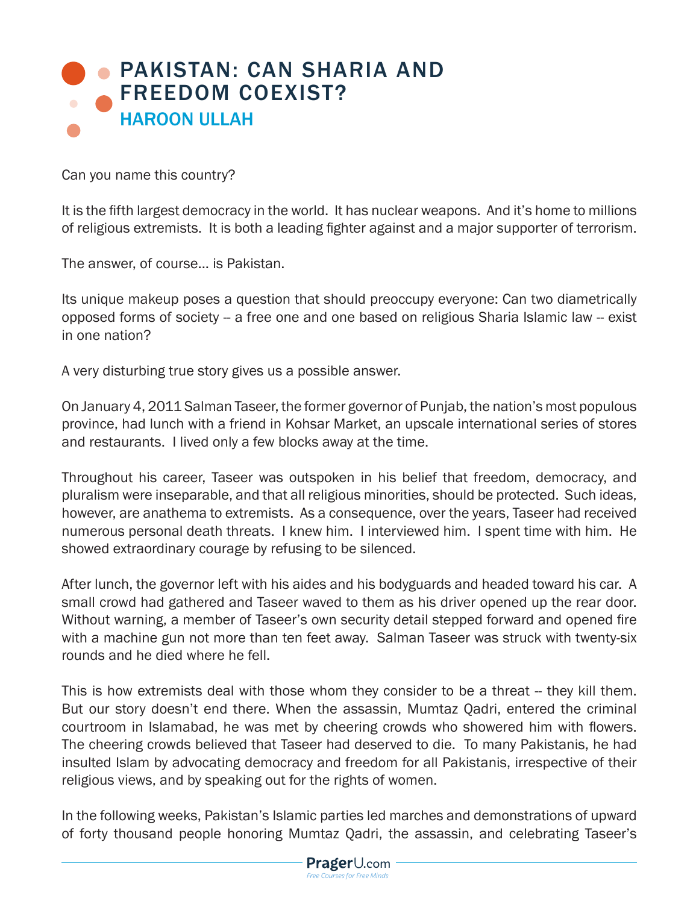# PAKISTAN: CAN SHARIA AND FREEDOM COEXIST?

## HAROON ULLAH

Can you name this country?

It is the fifth largest democracy in the world. It has nuclear weapons. And it's home to millions of religious extremists. It is both a leading fighter against and a major supporter of terrorism.

The answer, of course… is Pakistan.

Its unique makeup poses a question that should preoccupy everyone: Can two diametrically opposed forms of society -- a free one and one based on religious Sharia Islamic law -- exist in one nation?

A very disturbing true story gives us a possible answer.

On January 4, 2011 Salman Taseer, the former governor of Punjab, the nation's most populous province, had lunch with a friend in Kohsar Market, an upscale international series of stores and restaurants. I lived only a few blocks away at the time.

Throughout his career, Taseer was outspoken in his belief that freedom, democracy, and pluralism were inseparable, and that all religious minorities, should be protected. Such ideas, however, are anathema to extremists. As a consequence, over the years, Taseer had received numerous personal death threats. I knew him. I interviewed him. I spent time with him. He showed extraordinary courage by refusing to be silenced.

After lunch, the governor left with his aides and his bodyguards and headed toward his car. A small crowd had gathered and Taseer waved to them as his driver opened up the rear door. Without warning, a member of Taseer's own security detail stepped forward and opened fire with a machine gun not more than ten feet away. Salman Taseer was struck with twenty-six rounds and he died where he fell.

This is how extremists deal with those whom they consider to be a threat -- they kill them. But our story doesn't end there. When the assassin, Mumtaz Qadri, entered the criminal courtroom in Islamabad, he was met by cheering crowds who showered him with flowers. The cheering crowds believed that Taseer had deserved to die. To many Pakistanis, he had insulted Islam by advocating democracy and freedom for all Pakistanis, irrespective of their religious views, and by speaking out for the rights of women.

In the following weeks, Pakistan's Islamic parties led marches and demonstrations of upward of forty thousand people honoring Mumtaz Qadri, the assassin, and celebrating Taseer's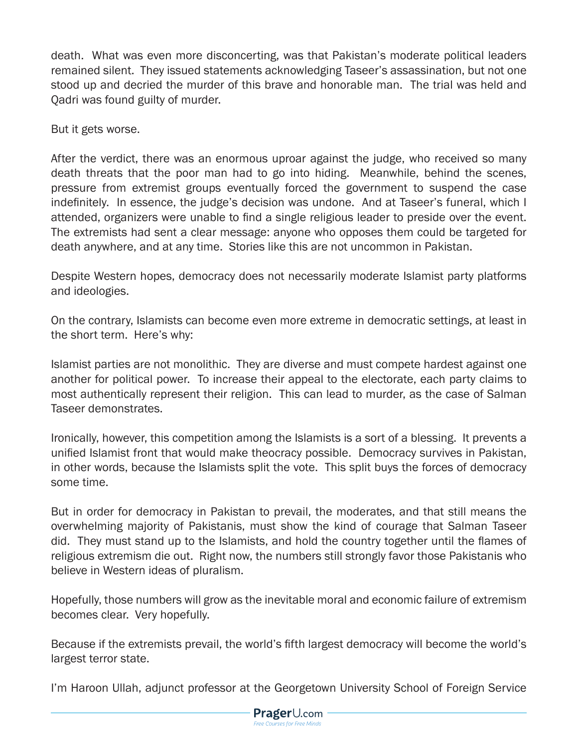death. What was even more disconcerting, was that Pakistan's moderate political leaders remained silent. They issued statements acknowledging Taseer's assassination, but not one stood up and decried the murder of this brave and honorable man. The trial was held and Qadri was found guilty of murder.

But it gets worse.

After the verdict, there was an enormous uproar against the judge, who received so many death threats that the poor man had to go into hiding. Meanwhile, behind the scenes, pressure from extremist groups eventually forced the government to suspend the case indefinitely. In essence, the judge's decision was undone. And at Taseer's funeral, which I attended, organizers were unable to find a single religious leader to preside over the event. The extremists had sent a clear message: anyone who opposes them could be targeted for death anywhere, and at any time. Stories like this are not uncommon in Pakistan.

Despite Western hopes, democracy does not necessarily moderate Islamist party platforms and ideologies.

On the contrary, Islamists can become even more extreme in democratic settings, at least in the short term. Here's why:

Islamist parties are not monolithic. They are diverse and must compete hardest against one another for political power. To increase their appeal to the electorate, each party claims to most authentically represent their religion. This can lead to murder, as the case of Salman Taseer demonstrates.

Ironically, however, this competition among the Islamists is a sort of a blessing. It prevents a unified Islamist front that would make theocracy possible. Democracy survives in Pakistan, in other words, because the Islamists split the vote. This split buys the forces of democracy some time.

But in order for democracy in Pakistan to prevail, the moderates, and that still means the overwhelming majority of Pakistanis, must show the kind of courage that Salman Taseer did. They must stand up to the Islamists, and hold the country together until the flames of religious extremism die out. Right now, the numbers still strongly favor those Pakistanis who believe in Western ideas of pluralism.

Hopefully, those numbers will grow as the inevitable moral and economic failure of extremism becomes clear. Very hopefully.

Because if the extremists prevail, the world's fifth largest democracy will become the world's largest terror state.

I'm Haroon Ullah, adjunct professor at the Georgetown University School of Foreign Service